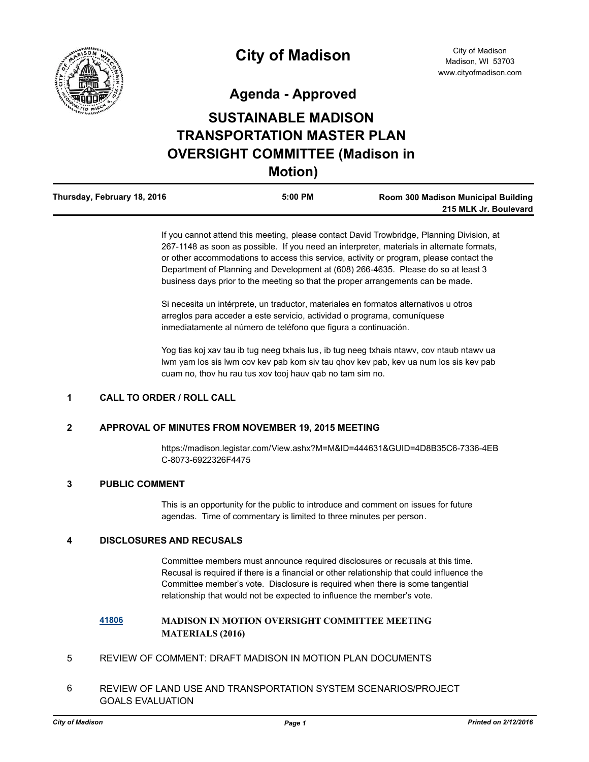# City of Madison

City of Madison
Madison, WI 53703
www.cityofmadison.com

## Agenda - Approved

## SUSTAINABLE MADISON TRANSPORTATION MASTER PLAN OVERSIGHT COMMITTEE (Madison in Motion)

| Thursday, February 18, 2016 | 5:00 PM | Room 300 Madison Municipal Building 215 MLK Jr. Boulevard |
|---|---|---|

If you cannot attend this meeting, please contact David Trowbridge, Planning Division, at 267-1148 as soon as possible. If you need an interpreter, materials in alternate formats, or other accommodations to access this service, activity or program, please contact the Department of Planning and Development at (608) 266-4635. Please do so at least 3 business days prior to the meeting so that the proper arrangements can be made.

Si necesita un intérprete, un traductor, materiales en formatos alternativos u otros arreglos para acceder a este servicio, actividad o programa, comuníquese inmediatamente al número de teléfono que figura a continuación.

Yog tias koj xav tau ib tug neeg txhais lus, ib tug neeg txhais ntawv, cov ntaub ntawv ua lwm yam los sis lwm cov kev pab kom siv tau qhov kev pab, kev ua num los sis kev pab cuam no, thov hu rau tus xov tooj hauv qab no tam sim no.

**1 CALL TO ORDER / ROLL CALL**

**2 APPROVAL OF MINUTES FROM NOVEMBER 19, 2015 MEETING**

https://madison.legistar.com/View.ashx?M=M&ID=444631&GUID=4D8B35C6-7336-4EBC-8073-6922326F4475

**3 PUBLIC COMMENT**

This is an opportunity for the public to introduce and comment on issues for future agendas. Time of commentary is limited to three minutes per person.

**4 DISCLOSURES AND RECUSALS**

Committee members must announce required disclosures or recusals at this time. Recusal is required if there is a financial or other relationship that could influence the Committee member's vote. Disclosure is required when there is some tangential relationship that would not be expected to influence the member's vote.

41806 **MADISON IN MOTION OVERSIGHT COMMITTEE MEETING MATERIALS (2016)**

5 REVIEW OF COMMENT: DRAFT MADISON IN MOTION PLAN DOCUMENTS

6 REVIEW OF LAND USE AND TRANSPORTATION SYSTEM SCENARIOS/PROJECT GOALS EVALUATION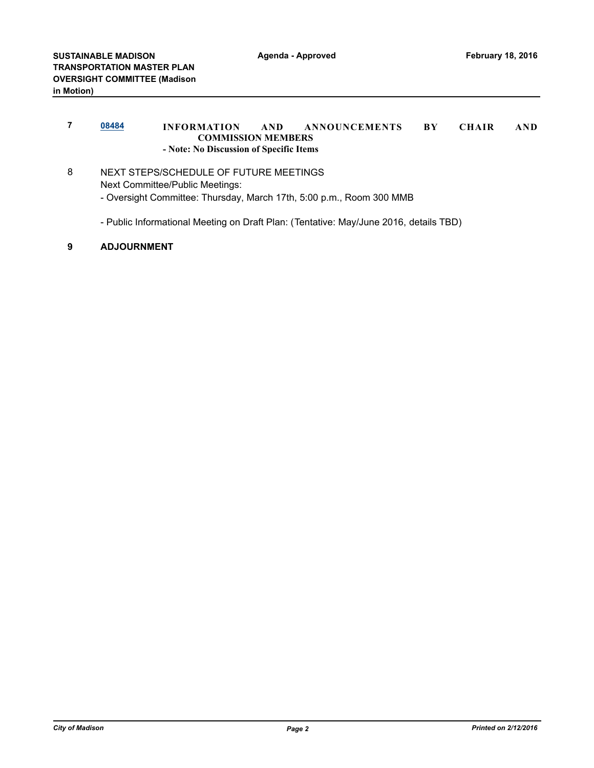**7** [08484] **INFORMATION AND ANNOUNCEMENTS BY CHAIR AND COMMISSION MEMBERS**
**- Note: No Discussion of Specific Items**

8 NEXT STEPS/SCHEDULE OF FUTURE MEETINGS
Next Committee/Public Meetings:
- Oversight Committee: Thursday, March 17th, 5:00 p.m., Room 300 MMB

- Public Informational Meeting on Draft Plan: (Tentative: May/June 2016, details TBD)

**9 ADJOURNMENT**